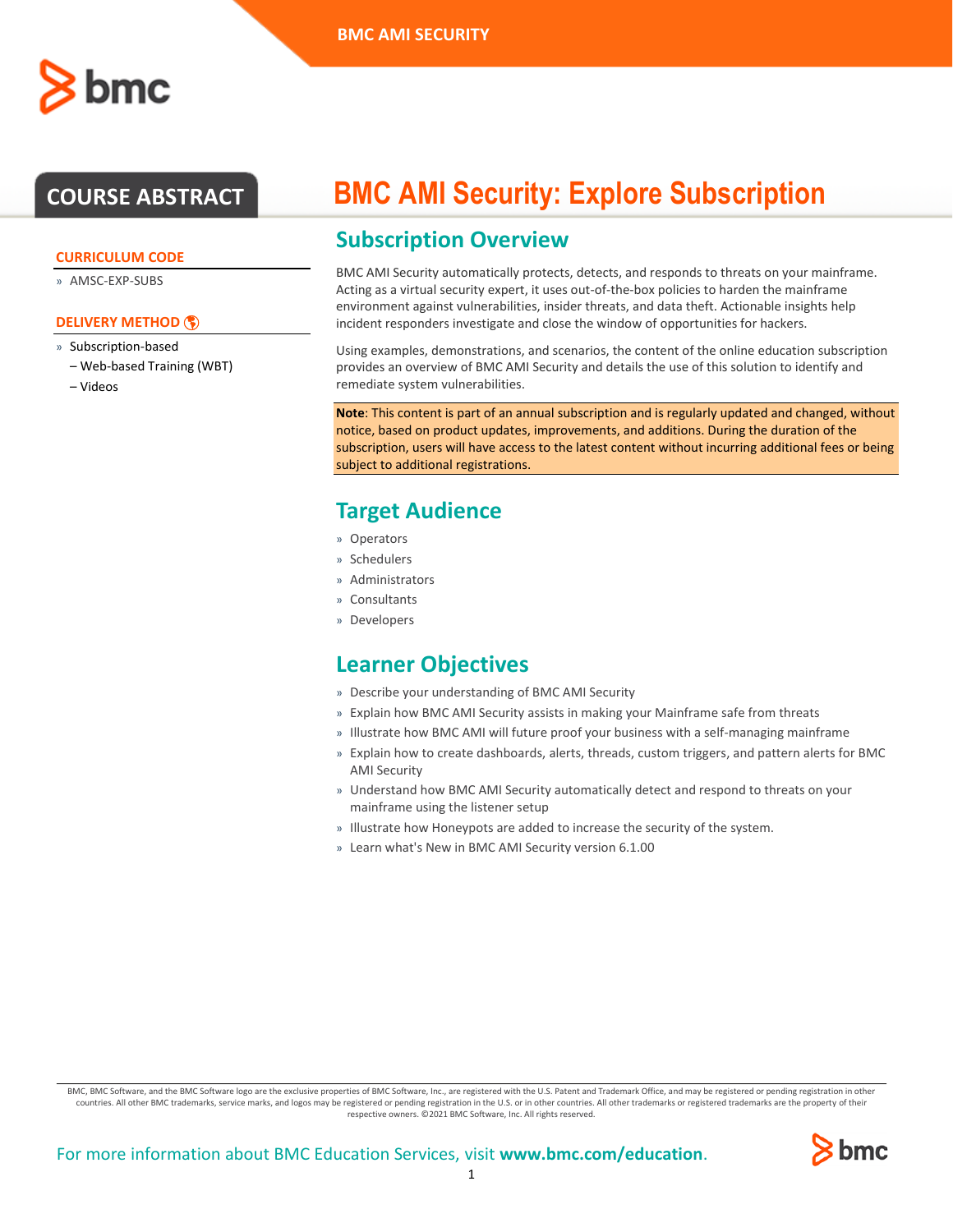# BMC AMI Security: Explore Subscription

COURSE ABSTRACT

**CURRICULUM CODE**

- AMSC-EXP-SUBS

**DELIVERY METHOD**

- Subscription-based
  - – Web-based Training (WBT)
  - – Videos

## Subscription Overview

BMC AMI Security automatically protects, detects, and responds to threats on your mainframe. Acting as a virtual security expert, it uses out-of-the-box policies to harden the mainframe environment against vulnerabilities, insider threats, and data theft. Actionable insights help incident responders investigate and close the window of opportunities for hackers.

Using examples, demonstrations, and scenarios, the content of the online education subscription provides an overview of BMC AMI Security and details the use of this solution to identify and remediate system vulnerabilities.

**Note**: This content is part of an annual subscription and is regularly updated and changed, without notice, based on product updates, improvements, and additions. During the duration of the subscription, users will have access to the latest content without incurring additional fees or being subject to additional registrations.

## Target Audience

- Operators
- Schedulers
- Administrators
- Consultants
- Developers

## Learner Objectives

- Describe your understanding of BMC AMI Security
- Explain how BMC AMI Security assists in making your Mainframe safe from threats
- Illustrate how BMC AMI will future proof your business with a self-managing mainframe
- Explain how to create dashboards, alerts, threads, custom triggers, and pattern alerts for BMC AMI Security
- Understand how BMC AMI Security automatically detect and respond to threats on your mainframe using the listener setup
- Illustrate how Honeypots are added to increase the security of the system.
- Learn what's New in BMC AMI Security version 6.1.00

BMC, BMC Software, and the BMC Software logo are the exclusive properties of BMC Software, Inc., are registered with the U.S. Patent and Trademark Office, and may be registered or pending registration in other countries. All other BMC trademarks, service marks, and logos may be registered or pending registration in the U.S. or in other countries. All other trademarks or registered trademarks are the property of their respective owners. ©2021 BMC Software, Inc. All rights reserved.

For more information about BMC Education Services, visit **www.bmc.com/education**.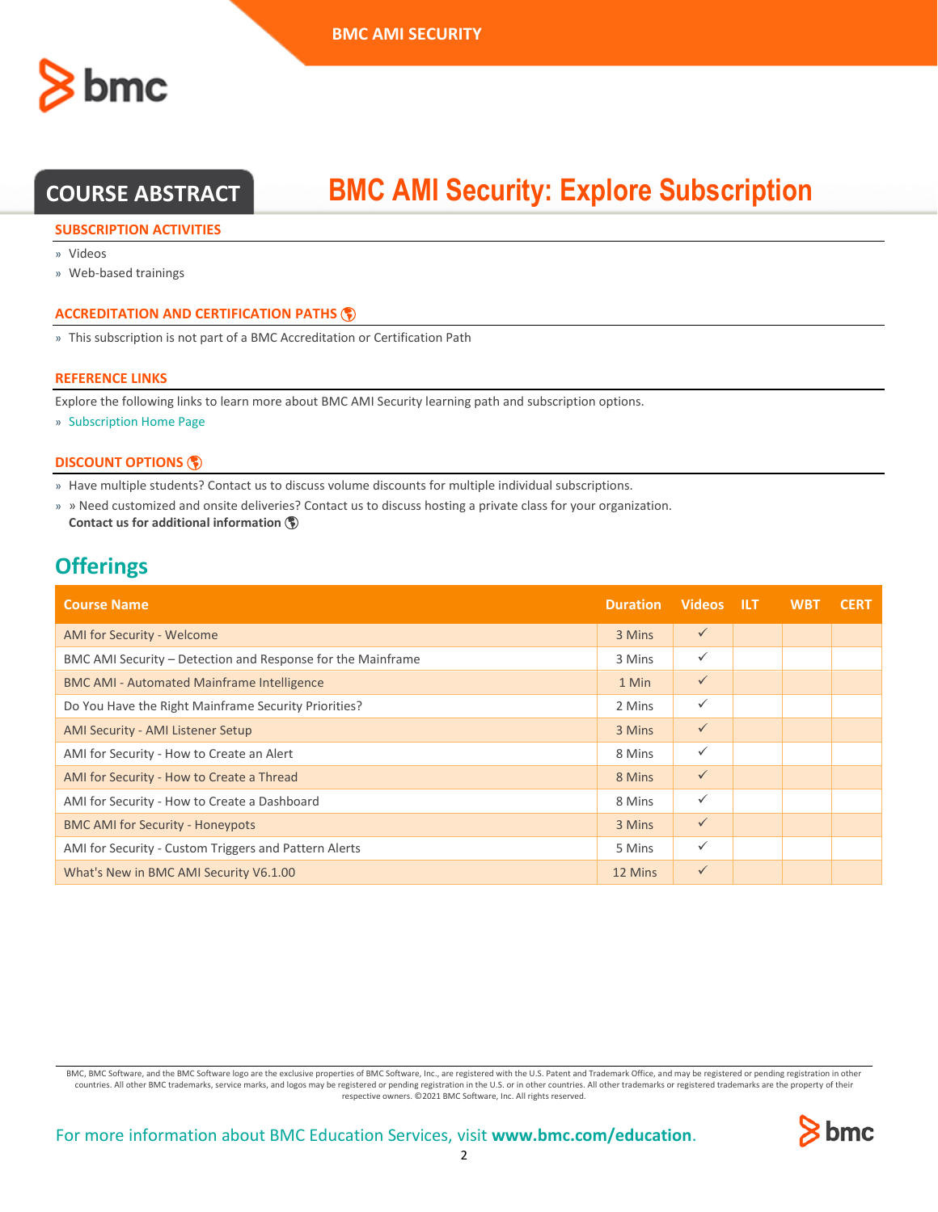## COURSE ABSTRACT

# BMC AMI Security: Explore Subscription

### SUBSCRIPTION ACTIVITIES

- Videos
- Web-based trainings

### ACCREDITATION AND CERTIFICATION PATHS

- This subscription is not part of a BMC Accreditation or Certification Path

### REFERENCE LINKS

Explore the following links to learn more about BMC AMI Security learning path and subscription options.

- Subscription Home Page

### DISCOUNT OPTIONS

- Have multiple students? Contact us to discuss volume discounts for multiple individual subscriptions.
- » Need customized and onsite deliveries? Contact us to discuss hosting a private class for your organization.
  **Contact us for additional information**

## Offerings

| Course Name | Duration | Videos | ILT | WBT | CERT |
|---|---|---|---|---|---|
| AMI for Security - Welcome | 3 Mins | ✓ | | | |
| BMC AMI Security – Detection and Response for the Mainframe | 3 Mins | ✓ | | | |
| BMC AMI - Automated Mainframe Intelligence | 1 Min | ✓ | | | |
| Do You Have the Right Mainframe Security Priorities? | 2 Mins | ✓ | | | |
| AMI Security - AMI Listener Setup | 3 Mins | ✓ | | | |
| AMI for Security - How to Create an Alert | 8 Mins | ✓ | | | |
| AMI for Security - How to Create a Thread | 8 Mins | ✓ | | | |
| AMI for Security - How to Create a Dashboard | 8 Mins | ✓ | | | |
| BMC AMI for Security - Honeypots | 3 Mins | ✓ | | | |
| AMI for Security - Custom Triggers and Pattern Alerts | 5 Mins | ✓ | | | |
| What's New in BMC AMI Security V6.1.00 | 12 Mins | ✓ | | | |

BMC, BMC Software, and the BMC Software logo are the exclusive properties of BMC Software, Inc., are registered with the U.S. Patent and Trademark Office, and may be registered or pending registration in other countries. All other BMC trademarks, service marks, and logos may be registered or pending registration in the U.S. or in other countries. All other trademarks or registered trademarks are the property of their respective owners. ©2021 BMC Software, Inc. All rights reserved.

For more information about BMC Education Services, visit **www.bmc.com/education**.